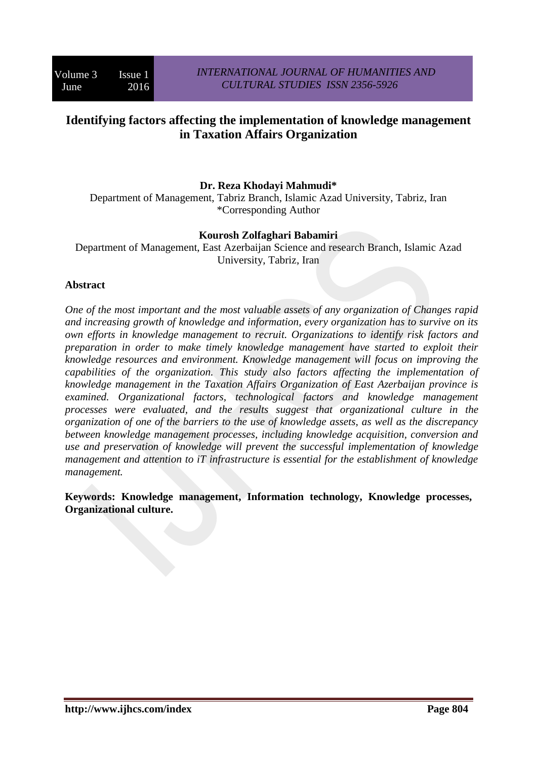# Identifying factors affecting the implementation of knowledge management in Taxation Affairs Organization

**Dr. Reza Khodayi Mahmudi***

Department of Management, Tabriz Branch, Islamic Azad University, Tabriz, Iran

*Corresponding Author

**Kourosh Zolfaghari Babamiri**

Department of Management, East Azerbaijan Science and research Branch, Islamic Azad University, Tabriz, Iran

## Abstract

*One of the most important and the most valuable assets of any organization of Changes rapid and increasing growth of knowledge and information, every organization has to survive on its own efforts in knowledge management to recruit. Organizations to identify risk factors and preparation in order to make timely knowledge management have started to exploit their knowledge resources and environment. Knowledge management will focus on improving the capabilities of the organization. This study also factors affecting the implementation of knowledge management in the Taxation Affairs Organization of East Azerbaijan province is examined. Organizational factors, technological factors and knowledge management processes were evaluated, and the results suggest that organizational culture in the organization of one of the barriers to the use of knowledge assets, as well as the discrepancy between knowledge management processes, including knowledge acquisition, conversion and use and preservation of knowledge will prevent the successful implementation of knowledge management and attention to iT infrastructure is essential for the establishment of knowledge management.*

**Keywords: Knowledge management, Information technology, Knowledge processes, Organizational culture.**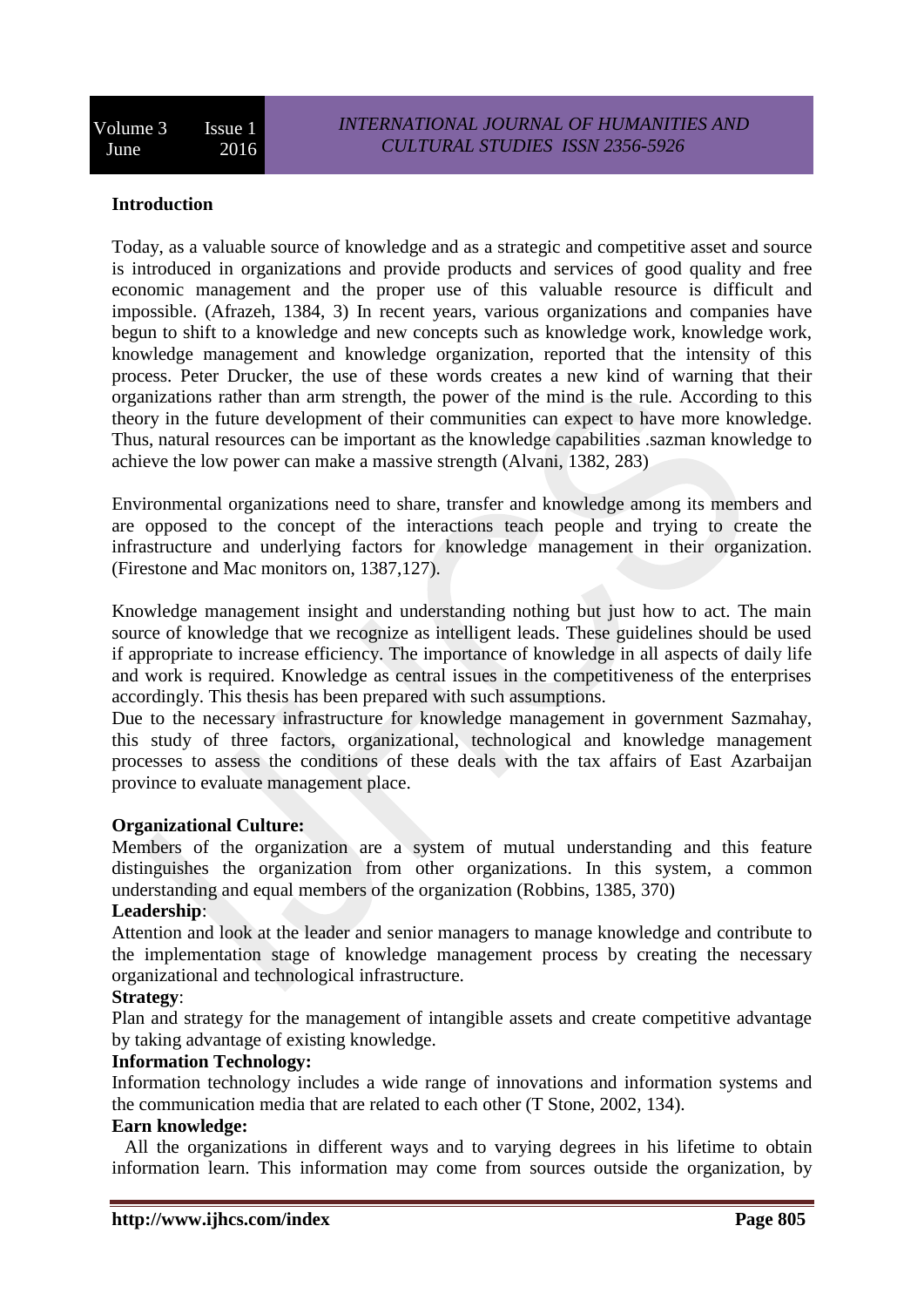## Introduction

Today, as a valuable source of knowledge and as a strategic and competitive asset and source is introduced in organizations and provide products and services of good quality and free economic management and the proper use of this valuable resource is difficult and impossible. (Afrazeh, 1384, 3) In recent years, various organizations and companies have begun to shift to a knowledge and new concepts such as knowledge work, knowledge work, knowledge management and knowledge organization, reported that the intensity of this process. Peter Drucker, the use of these words creates a new kind of warning that their organizations rather than arm strength, the power of the mind is the rule. According to this theory in the future development of their communities can expect to have more knowledge. Thus, natural resources can be important as the knowledge capabilities .sazman knowledge to achieve the low power can make a massive strength (Alvani, 1382, 283)

Environmental organizations need to share, transfer and knowledge among its members and are opposed to the concept of the interactions teach people and trying to create the infrastructure and underlying factors for knowledge management in their organization. (Firestone and Mac monitors on, 1387,127).

Knowledge management insight and understanding nothing but just how to act. The main source of knowledge that we recognize as intelligent leads. These guidelines should be used if appropriate to increase efficiency. The importance of knowledge in all aspects of daily life and work is required. Knowledge as central issues in the competitiveness of the enterprises accordingly. This thesis has been prepared with such assumptions.

Due to the necessary infrastructure for knowledge management in government Sazmahay, this study of three factors, organizational, technological and knowledge management processes to assess the conditions of these deals with the tax affairs of East Azarbaijan province to evaluate management place.

**Organizational Culture:**

Members of the organization are a system of mutual understanding and this feature distinguishes the organization from other organizations. In this system, a common understanding and equal members of the organization (Robbins, 1385, 370)

**Leadership**:

Attention and look at the leader and senior managers to manage knowledge and contribute to the implementation stage of knowledge management process by creating the necessary organizational and technological infrastructure.

**Strategy**:

Plan and strategy for the management of intangible assets and create competitive advantage by taking advantage of existing knowledge.

**Information Technology:**

Information technology includes a wide range of innovations and information systems and the communication media that are related to each other (T Stone, 2002, 134).

**Earn knowledge:**

All the organizations in different ways and to varying degrees in his lifetime to obtain information learn. This information may come from sources outside the organization, by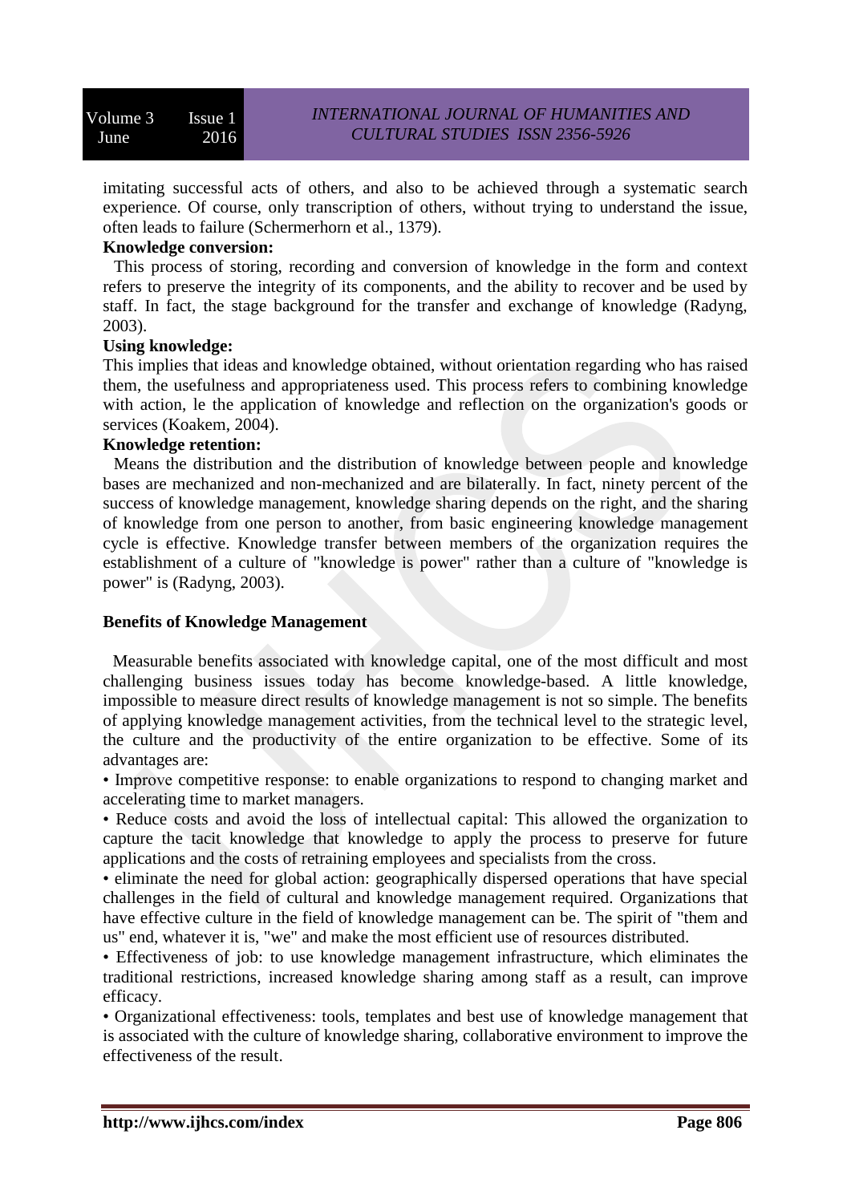imitating successful acts of others, and also to be achieved through a systematic search experience. Of course, only transcription of others, without trying to understand the issue, often leads to failure (Schermerhorn et al., 1379).

**Knowledge conversion:**

This process of storing, recording and conversion of knowledge in the form and context refers to preserve the integrity of its components, and the ability to recover and be used by staff. In fact, the stage background for the transfer and exchange of knowledge (Radyng, 2003).

**Using knowledge:**

This implies that ideas and knowledge obtained, without orientation regarding who has raised them, the usefulness and appropriateness used. This process refers to combining knowledge with action, le the application of knowledge and reflection on the organization's goods or services (Koakem, 2004).

**Knowledge retention:**

Means the distribution and the distribution of knowledge between people and knowledge bases are mechanized and non-mechanized and are bilaterally. In fact, ninety percent of the success of knowledge management, knowledge sharing depends on the right, and the sharing of knowledge from one person to another, from basic engineering knowledge management cycle is effective. Knowledge transfer between members of the organization requires the establishment of a culture of "knowledge is power" rather than a culture of "knowledge is power" is (Radyng, 2003).

**Benefits of Knowledge Management**

Measurable benefits associated with knowledge capital, one of the most difficult and most challenging business issues today has become knowledge-based. A little knowledge, impossible to measure direct results of knowledge management is not so simple. The benefits of applying knowledge management activities, from the technical level to the strategic level, the culture and the productivity of the entire organization to be effective. Some of its advantages are:

• Improve competitive response: to enable organizations to respond to changing market and accelerating time to market managers.

• Reduce costs and avoid the loss of intellectual capital: This allowed the organization to capture the tacit knowledge that knowledge to apply the process to preserve for future applications and the costs of retraining employees and specialists from the cross.

• eliminate the need for global action: geographically dispersed operations that have special challenges in the field of cultural and knowledge management required. Organizations that have effective culture in the field of knowledge management can be. The spirit of "them and us" end, whatever it is, "we" and make the most efficient use of resources distributed.

• Effectiveness of job: to use knowledge management infrastructure, which eliminates the traditional restrictions, increased knowledge sharing among staff as a result, can improve efficacy.

• Organizational effectiveness: tools, templates and best use of knowledge management that is associated with the culture of knowledge sharing, collaborative environment to improve the effectiveness of the result.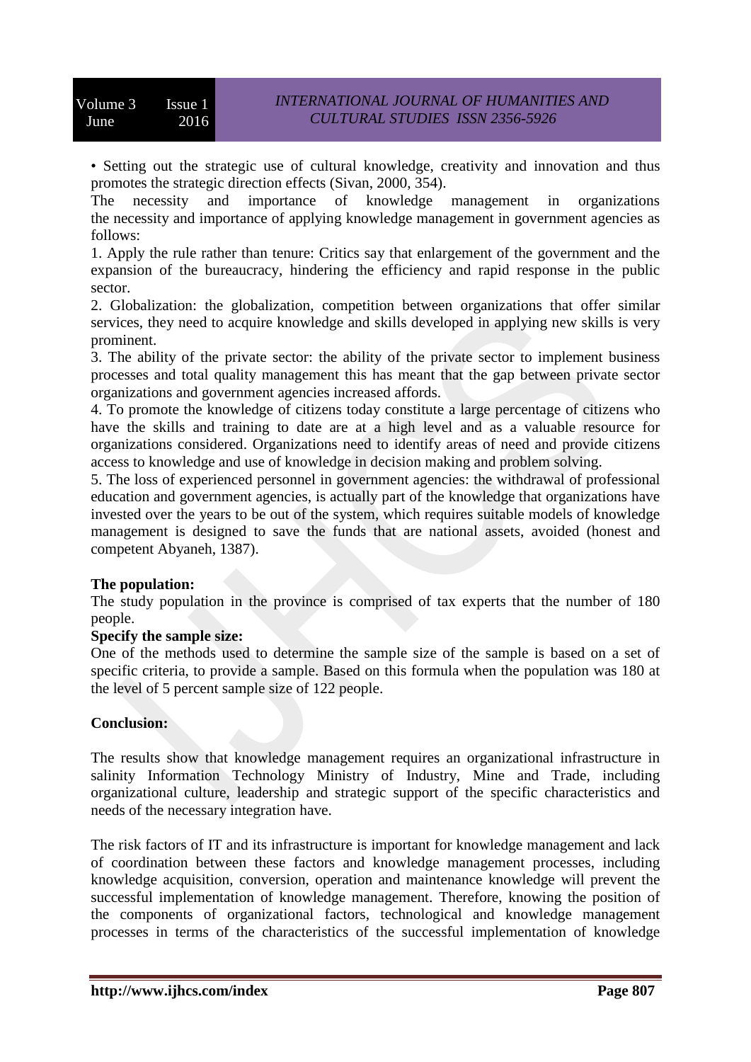• Setting out the strategic use of cultural knowledge, creativity and innovation and thus promotes the strategic direction effects (Sivan, 2000, 354).

The necessity and importance of knowledge management in organizations the necessity and importance of applying knowledge management in government agencies as follows:

1. Apply the rule rather than tenure: Critics say that enlargement of the government and the expansion of the bureaucracy, hindering the efficiency and rapid response in the public sector.
2. Globalization: the globalization, competition between organizations that offer similar services, they need to acquire knowledge and skills developed in applying new skills is very prominent.
3. The ability of the private sector: the ability of the private sector to implement business processes and total quality management this has meant that the gap between private sector organizations and government agencies increased affords.
4. To promote the knowledge of citizens today constitute a large percentage of citizens who have the skills and training to date are at a high level and as a valuable resource for organizations considered. Organizations need to identify areas of need and provide citizens access to knowledge and use of knowledge in decision making and problem solving.
5. The loss of experienced personnel in government agencies: the withdrawal of professional education and government agencies, is actually part of the knowledge that organizations have invested over the years to be out of the system, which requires suitable models of knowledge management is designed to save the funds that are national assets, avoided (honest and competent Abyaneh, 1387).

**The population:**

The study population in the province is comprised of tax experts that the number of 180 people.

**Specify the sample size:**

One of the methods used to determine the sample size of the sample is based on a set of specific criteria, to provide a sample. Based on this formula when the population was 180 at the level of 5 percent sample size of 122 people.

**Conclusion:**

The results show that knowledge management requires an organizational infrastructure in salinity Information Technology Ministry of Industry, Mine and Trade, including organizational culture, leadership and strategic support of the specific characteristics and needs of the necessary integration have.

The risk factors of IT and its infrastructure is important for knowledge management and lack of coordination between these factors and knowledge management processes, including knowledge acquisition, conversion, operation and maintenance knowledge will prevent the successful implementation of knowledge management. Therefore, knowing the position of the components of organizational factors, technological and knowledge management processes in terms of the characteristics of the successful implementation of knowledge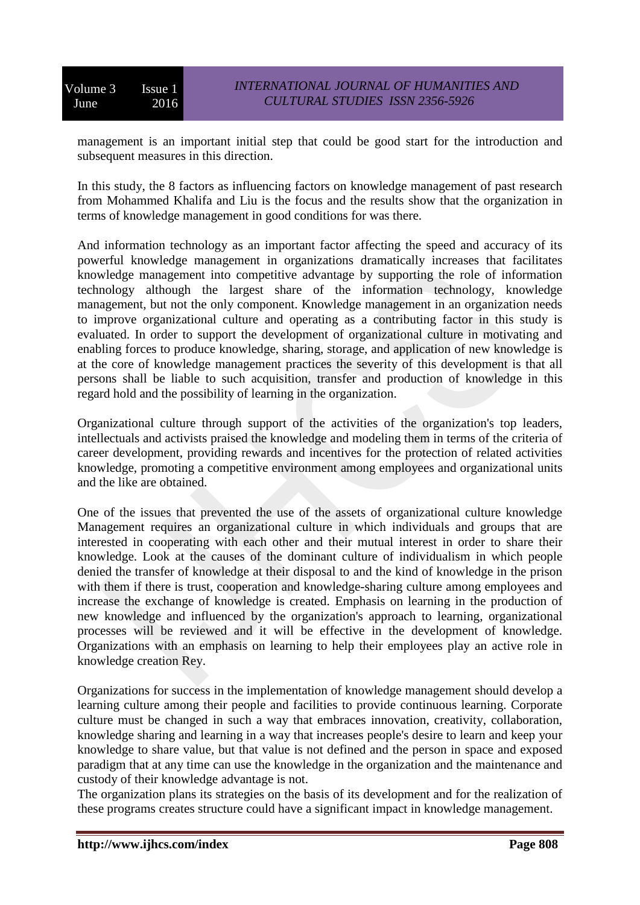management is an important initial step that could be good start for the introduction and subsequent measures in this direction.

In this study, the 8 factors as influencing factors on knowledge management of past research from Mohammed Khalifa and Liu is the focus and the results show that the organization in terms of knowledge management in good conditions for was there.

And information technology as an important factor affecting the speed and accuracy of its powerful knowledge management in organizations dramatically increases that facilitates knowledge management into competitive advantage by supporting the role of information technology although the largest share of the information technology, knowledge management, but not the only component. Knowledge management in an organization needs to improve organizational culture and operating as a contributing factor in this study is evaluated. In order to support the development of organizational culture in motivating and enabling forces to produce knowledge, sharing, storage, and application of new knowledge is at the core of knowledge management practices the severity of this development is that all persons shall be liable to such acquisition, transfer and production of knowledge in this regard hold and the possibility of learning in the organization.

Organizational culture through support of the activities of the organization's top leaders, intellectuals and activists praised the knowledge and modeling them in terms of the criteria of career development, providing rewards and incentives for the protection of related activities knowledge, promoting a competitive environment among employees and organizational units and the like are obtained.

One of the issues that prevented the use of the assets of organizational culture knowledge Management requires an organizational culture in which individuals and groups that are interested in cooperating with each other and their mutual interest in order to share their knowledge. Look at the causes of the dominant culture of individualism in which people denied the transfer of knowledge at their disposal to and the kind of knowledge in the prison with them if there is trust, cooperation and knowledge-sharing culture among employees and increase the exchange of knowledge is created. Emphasis on learning in the production of new knowledge and influenced by the organization's approach to learning, organizational processes will be reviewed and it will be effective in the development of knowledge. Organizations with an emphasis on learning to help their employees play an active role in knowledge creation Rey.

Organizations for success in the implementation of knowledge management should develop a learning culture among their people and facilities to provide continuous learning. Corporate culture must be changed in such a way that embraces innovation, creativity, collaboration, knowledge sharing and learning in a way that increases people's desire to learn and keep your knowledge to share value, but that value is not defined and the person in space and exposed paradigm that at any time can use the knowledge in the organization and the maintenance and custody of their knowledge advantage is not.
The organization plans its strategies on the basis of its development and for the realization of these programs creates structure could have a significant impact in knowledge management.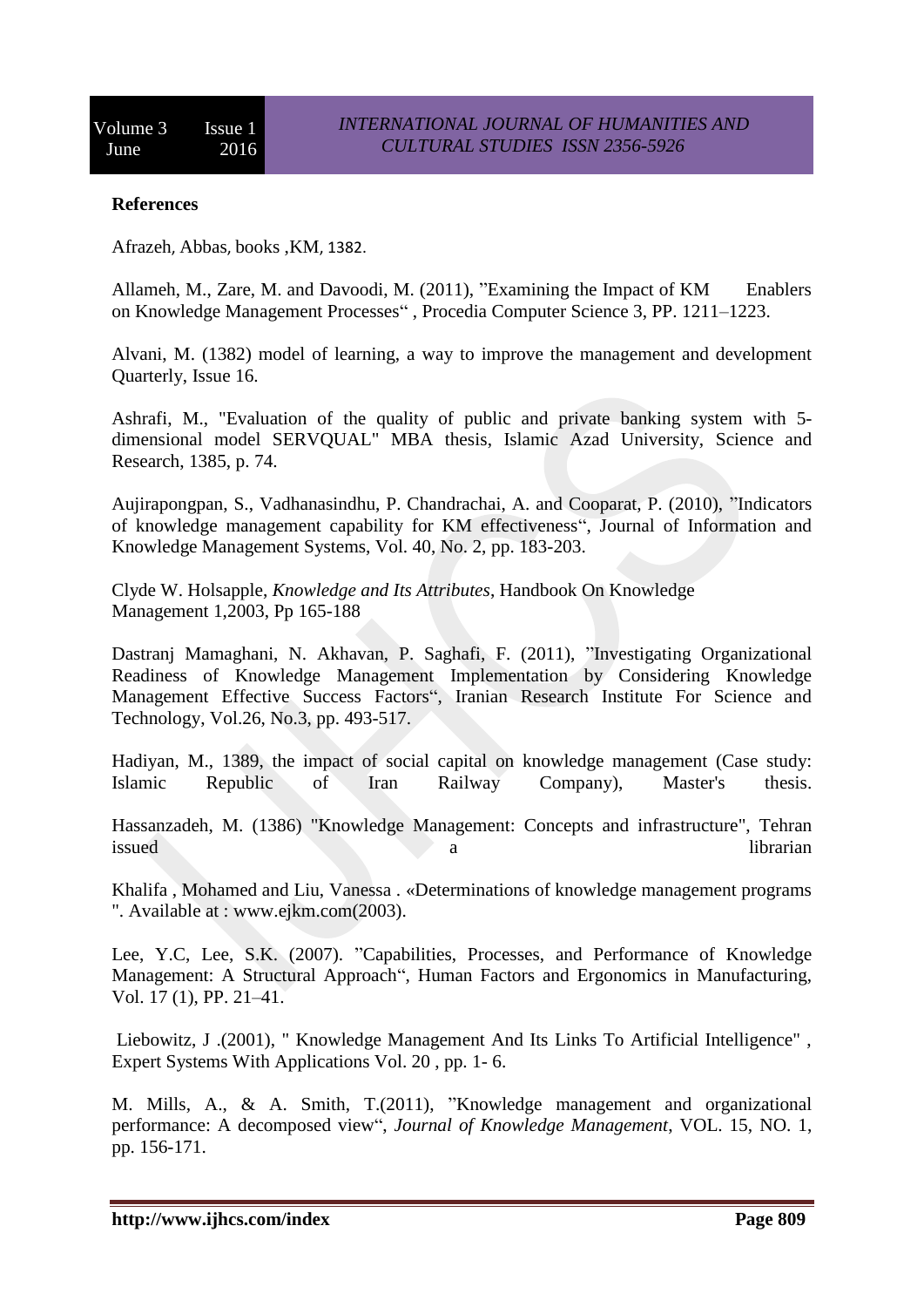**References**

Afrazeh, Abbas, books ,KM, 1382.

Allameh, M., Zare, M. and Davoodi, M. (2011), "Examining the Impact of KM Enablers on Knowledge Management Processes" , Procedia Computer Science 3, PP. 1211–1223.

Alvani, M. (1382) model of learning, a way to improve the management and development Quarterly, Issue 16.

Ashrafi, M., "Evaluation of the quality of public and private banking system with 5-dimensional model SERVQUAL" MBA thesis, Islamic Azad University, Science and Research, 1385, p. 74.

Aujirapongpan, S., Vadhanasindhu, P. Chandrachai, A. and Cooparat, P. (2010), "Indicators of knowledge management capability for KM effectiveness", Journal of Information and Knowledge Management Systems, Vol. 40, No. 2, pp. 183-203.

Clyde W. Holsapple, *Knowledge and Its Attributes*, Handbook On Knowledge Management 1,2003, Pp 165-188

Dastranj Mamaghani, N. Akhavan, P. Saghafi, F. (2011), "Investigating Organizational Readiness of Knowledge Management Implementation by Considering Knowledge Management Effective Success Factors", Iranian Research Institute For Science and Technology, Vol.26, No.3, pp. 493-517.

Hadiyan, M., 1389, the impact of social capital on knowledge management (Case study: Islamic Republic of Iran Railway Company), Master's thesis.

Hassanzadeh, M. (1386) "Knowledge Management: Concepts and infrastructure", Tehran issued a librarian

Khalifa , Mohamed and Liu, Vanessa . «Determinations of knowledge management programs ". Available at : www.ejkm.com(2003).

Lee, Y.C, Lee, S.K. (2007). "Capabilities, Processes, and Performance of Knowledge Management: A Structural Approach", Human Factors and Ergonomics in Manufacturing, Vol. 17 (1), PP. 21–41.

Liebowitz, J .(2001), " Knowledge Management And Its Links To Artificial Intelligence" , Expert Systems With Applications Vol. 20 , pp. 1- 6.

M. Mills, A., & A. Smith, T.(2011), "Knowledge management and organizational performance: A decomposed view", *Journal of Knowledge Management*, VOL. 15, NO. 1, pp. 156-171.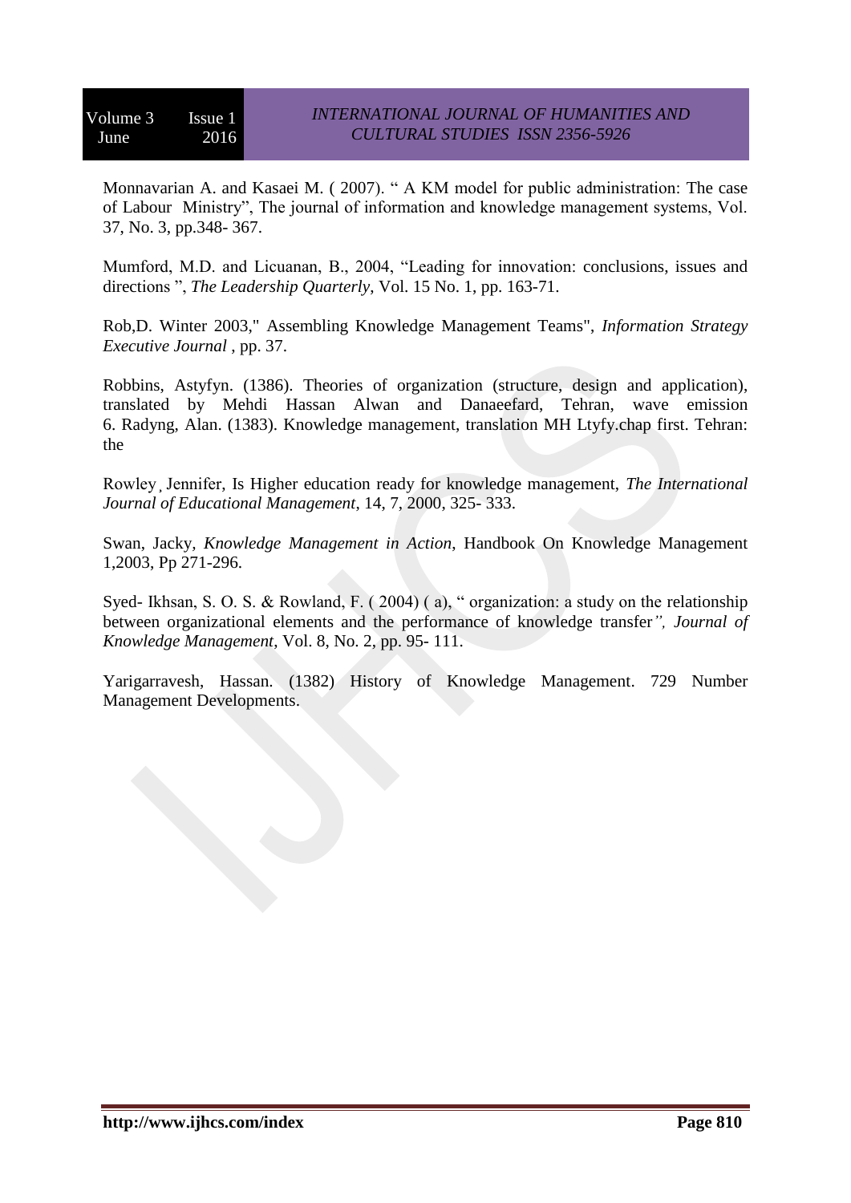Monnavarian A. and Kasaei M. ( 2007). " A KM model for public administration: The case of Labour Ministry", The journal of information and knowledge management systems, Vol. 37, No. 3, pp.348- 367.

Mumford, M.D. and Licuanan, B., 2004, "Leading for innovation: conclusions, issues and directions ", *The Leadership Quarterly*, Vol. 15 No. 1, pp. 163-71.

Rob,D. Winter 2003," Assembling Knowledge Management Teams", *Information Strategy Executive Journal* , pp. 37.

Robbins, Astyfyn. (1386). Theories of organization (structure, design and application), translated by Mehdi Hassan Alwan and Danaeefard, Tehran, wave emission 6. Radyng, Alan. (1383). Knowledge management, translation MH Ltyfy.chap first. Tehran: the

Rowley¸ Jennifer, Is Higher education ready for knowledge management, *The International Journal of Educational Management*, 14, 7, 2000, 325- 333.

Swan, Jacky, *Knowledge Management in Action*, Handbook On Knowledge Management 1,2003, Pp 271-296.

Syed- Ikhsan, S. O. S. & Rowland, F. ( 2004) ( a), " organization: a study on the relationship between organizational elements and the performance of knowledge transfer*", Journal of Knowledge Management*, Vol. 8, No. 2, pp. 95- 111.

Yarigarravesh, Hassan. (1382) History of Knowledge Management. 729 Number Management Developments.